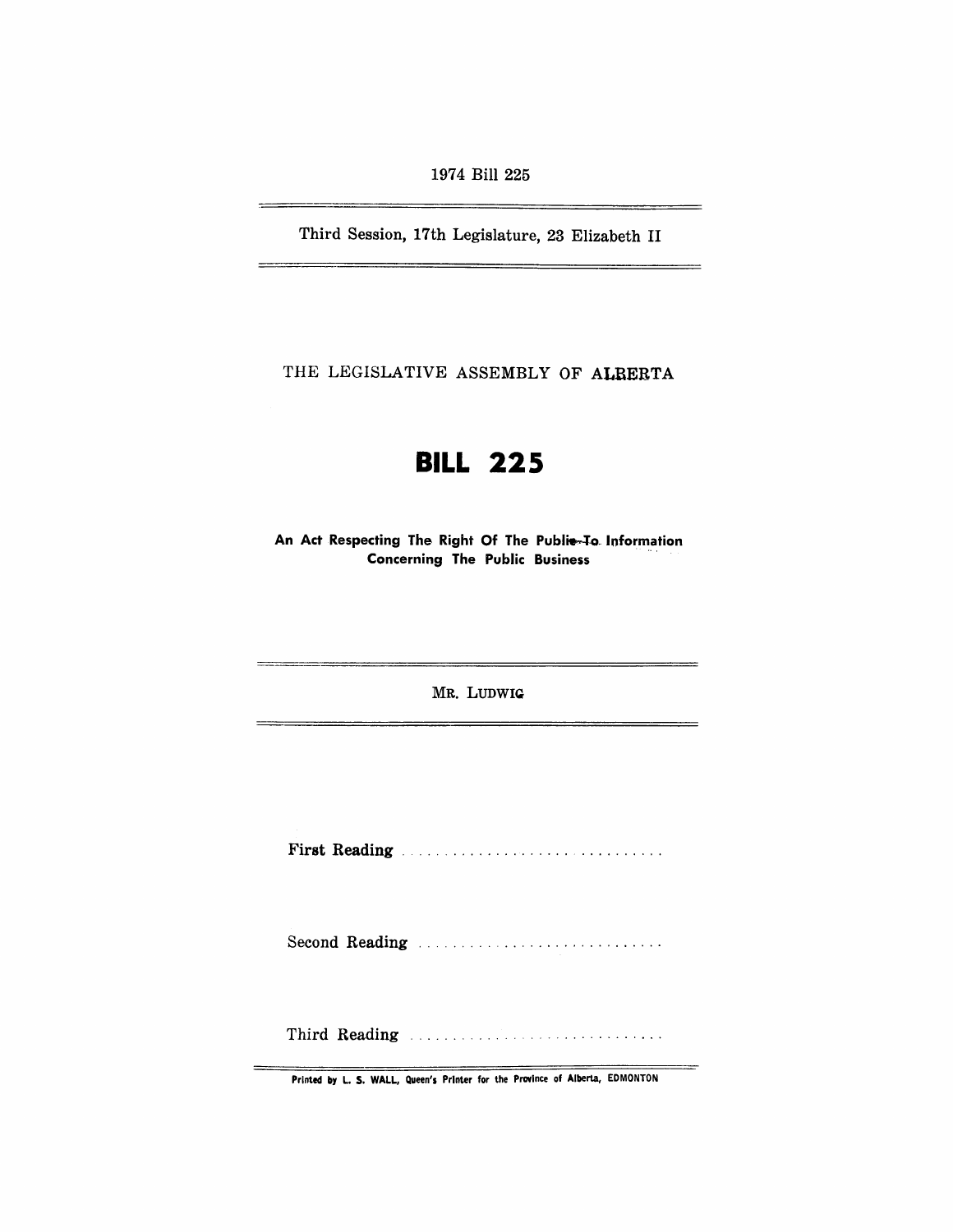1974 Bill 225

Third Session, 17th Legislature, 23 Elizabeth II

THE LEGISLATIVE ASSEMBLY OF ALBERTA

# BILL 225

**An Act Respecting The Right Of The Public To Information Concerning The Public Business**

MR. LUDWIG

**First Reading** ..............................

Second Reading ..............................

Third Reading ..............................

Printed by L. S. WALL, Queen's Printer for the Province of Alberta, EDMONTON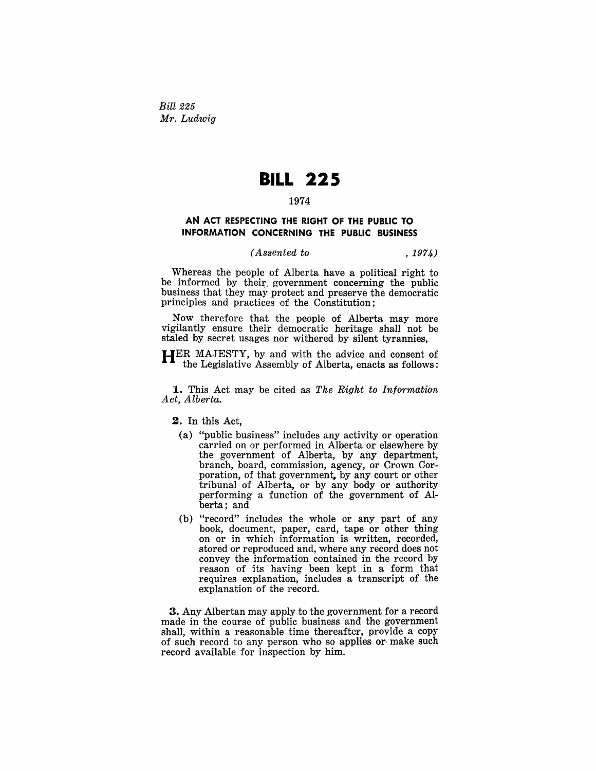*Bill 225*
*Mr. Ludwig*

# BILL 225

1974

## AN ACT RESPECTING THE RIGHT OF THE PUBLIC TO INFORMATION CONCERNING THE PUBLIC BUSINESS

*(Assented to , 1974)*

Whereas the people of Alberta have a political right to be informed by their government concerning the public business that they may protect and preserve the democratic principles and practices of the Constitution;

Now therefore that the people of Alberta may more vigilantly ensure their democratic heritage shall not be staled by secret usages nor withered by silent tyrannies,

HER MAJESTY, by and with the advice and consent of the Legislative Assembly of Alberta, enacts as follows:

**1.** This Act may be cited as *The Right to Information Act, Alberta.*

**2.** In this Act,

(a) "public business" includes any activity or operation carried on or performed in Alberta or elsewhere by the government of Alberta, by any department, branch, board, commission, agency, or Crown Corporation, of that government, by any court or other tribunal of Alberta, or by any body or authority performing a function of the government of Alberta; and

(b) "record" includes the whole or any part of any book, document, paper, card, tape or other thing on or in which information is written, recorded, stored or reproduced and, where any record does not convey the information contained in the record by reason of its having been kept in a form that requires explanation, includes a transcript of the explanation of the record.

**3.** Any Albertan may apply to the government for a record made in the course of public business and the government shall, within a reasonable time thereafter, provide a copy of such record to any person who so applies or make such record available for inspection by him.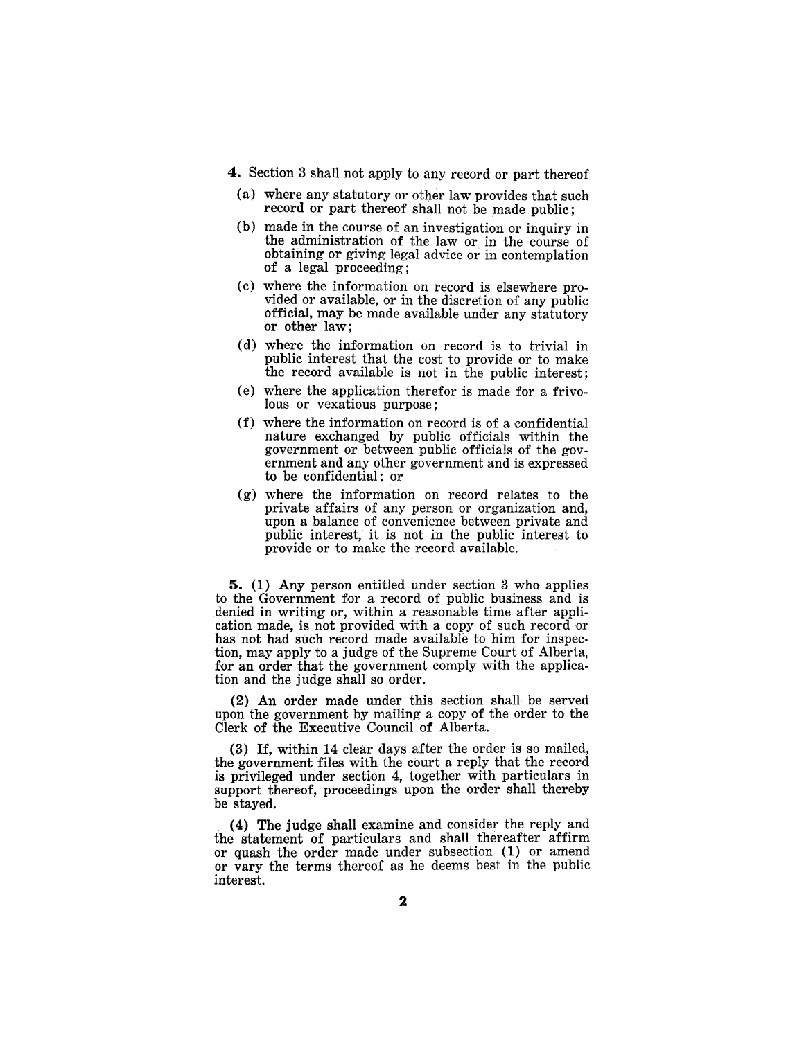**4.** Section 3 shall not apply to any record or part thereof

(a) where any statutory or other law provides that such record or part thereof shall not be made public;

(b) made in the course of an investigation or inquiry in the administration of the law or in the course of obtaining or giving legal advice or in contemplation of a legal proceeding;

(c) where the information on record is elsewhere provided or available, or in the discretion of any public official, may be made available under any statutory or other law;

(d) where the information on record is to trivial in public interest that the cost to provide or to make the record available is not in the public interest;

(e) where the application therefor is made for a frivolous or vexatious purpose;

(f) where the information on record is of a confidential nature exchanged by public officials within the government or between public officials of the government and any other government and is expressed to be confidential; or

(g) where the information on record relates to the private affairs of any person or organization and, upon a balance of convenience between private and public interest, it is not in the public interest to provide or to make the record available.

**5.** (1) Any person entitled under section 3 who applies to the Government for a record of public business and is denied in writing or, within a reasonable time after application made, is not provided with a copy of such record or has not had such record made available to him for inspection, may apply to a judge of the Supreme Court of Alberta, for an order that the government comply with the application and the judge shall so order.

(2) An order made under this section shall be served upon the government by mailing a copy of the order to the Clerk of the Executive Council of Alberta.

(3) If, within 14 clear days after the order is so mailed, the government files with the court a reply that the record is privileged under section 4, together with particulars in support thereof, proceedings upon the order shall thereby be stayed.

(4) The judge shall examine and consider the reply and the statement of particulars and shall thereafter affirm or quash the order made under subsection (1) or amend or vary the terms thereof as he deems best in the public interest.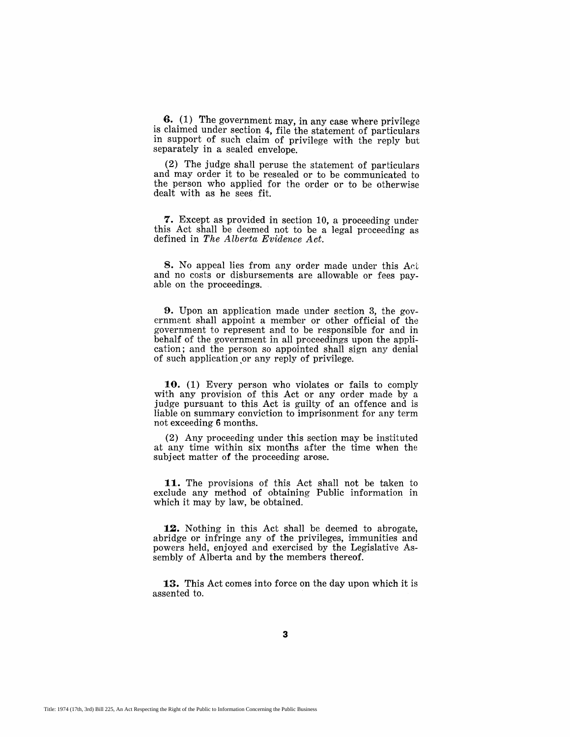**6.** (1) The government may, in any case where privilege is claimed under section 4, file the statement of particulars in support of such claim of privilege with the reply but separately in a sealed envelope.

(2) The judge shall peruse the statement of particulars and may order it to be resealed or to be communicated to the person who applied for the order or to be otherwise dealt with as he sees fit.

**7.** Except as provided in section 10, a proceeding under this Act shall be deemed not to be a legal proceeding as defined in *The Alberta Evidence Act.*

**8.** No appeal lies from any order made under this Act and no costs or disbursements are allowable or fees payable on the proceedings.

**9.** Upon an application made under section 3, the government shall appoint a member or other official of the government to represent and to be responsible for and in behalf of the government in all proceedings upon the application; and the person so appointed shall sign any denial of such application or any reply of privilege.

**10.** (1) Every person who violates or fails to comply with any provision of this Act or any order made by a judge pursuant to this Act is guilty of an offence and is liable on summary conviction to imprisonment for any term not exceeding 6 months.

(2) Any proceeding under this section may be instituted at any time within six months after the time when the subject matter of the proceeding arose.

**11.** The provisions of this Act shall not be taken to exclude any method of obtaining Public information in which it may by law, be obtained.

**12.** Nothing in this Act shall be deemed to abrogate, abridge or infringe any of the privileges, immunities and powers held, enjoyed and exercised by the Legislative Assembly of Alberta and by the members thereof.

**13.** This Act comes into force on the day upon which it is assented to.